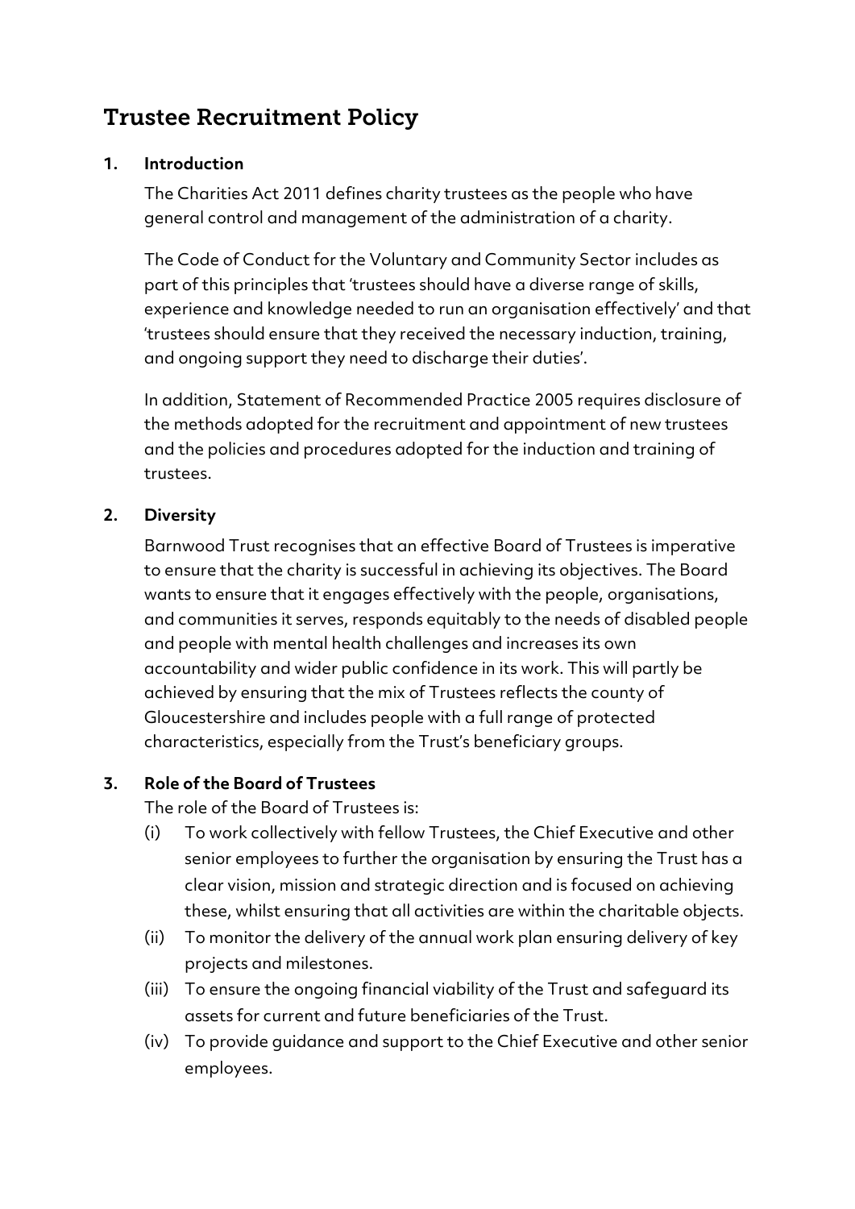# Trustee Recruitment Policy

## 1. Introduction

The Charities Act 2011 defines charity trustees as the people who have general control and management of the administration of a charity.

The Code of Conduct for the Voluntary and Community Sector includes as part of this principles that 'trustees should have a diverse range of skills, experience and knowledge needed to run an organisation effectively' and that 'trustees should ensure that they received the necessary induction, training, and ongoing support they need to discharge their duties'.

In addition, Statement of Recommended Practice 2005 requires disclosure of the methods adopted for the recruitment and appointment of new trustees and the policies and procedures adopted for the induction and training of trustees.

## 2. Diversity

Barnwood Trust recognises that an effective Board of Trustees is imperative to ensure that the charity is successful in achieving its objectives. The Board wants to ensure that it engages effectively with the people, organisations, and communities it serves, responds equitably to the needs of disabled people and people with mental health challenges and increases its own accountability and wider public confidence in its work. This will partly be achieved by ensuring that the mix of Trustees reflects the county of Gloucestershire and includes people with a full range of protected characteristics, especially from the Trust's beneficiary groups.

## 3. Role of the Board of Trustees

The role of the Board of Trustees is:

(i) To work collectively with fellow Trustees, the Chief Executive and other senior employees to further the organisation by ensuring the Trust has a clear vision, mission and strategic direction and is focused on achieving these, whilst ensuring that all activities are within the charitable objects.

(ii) To monitor the delivery of the annual work plan ensuring delivery of key projects and milestones.

(iii) To ensure the ongoing financial viability of the Trust and safeguard its assets for current and future beneficiaries of the Trust.

(iv) To provide guidance and support to the Chief Executive and other senior employees.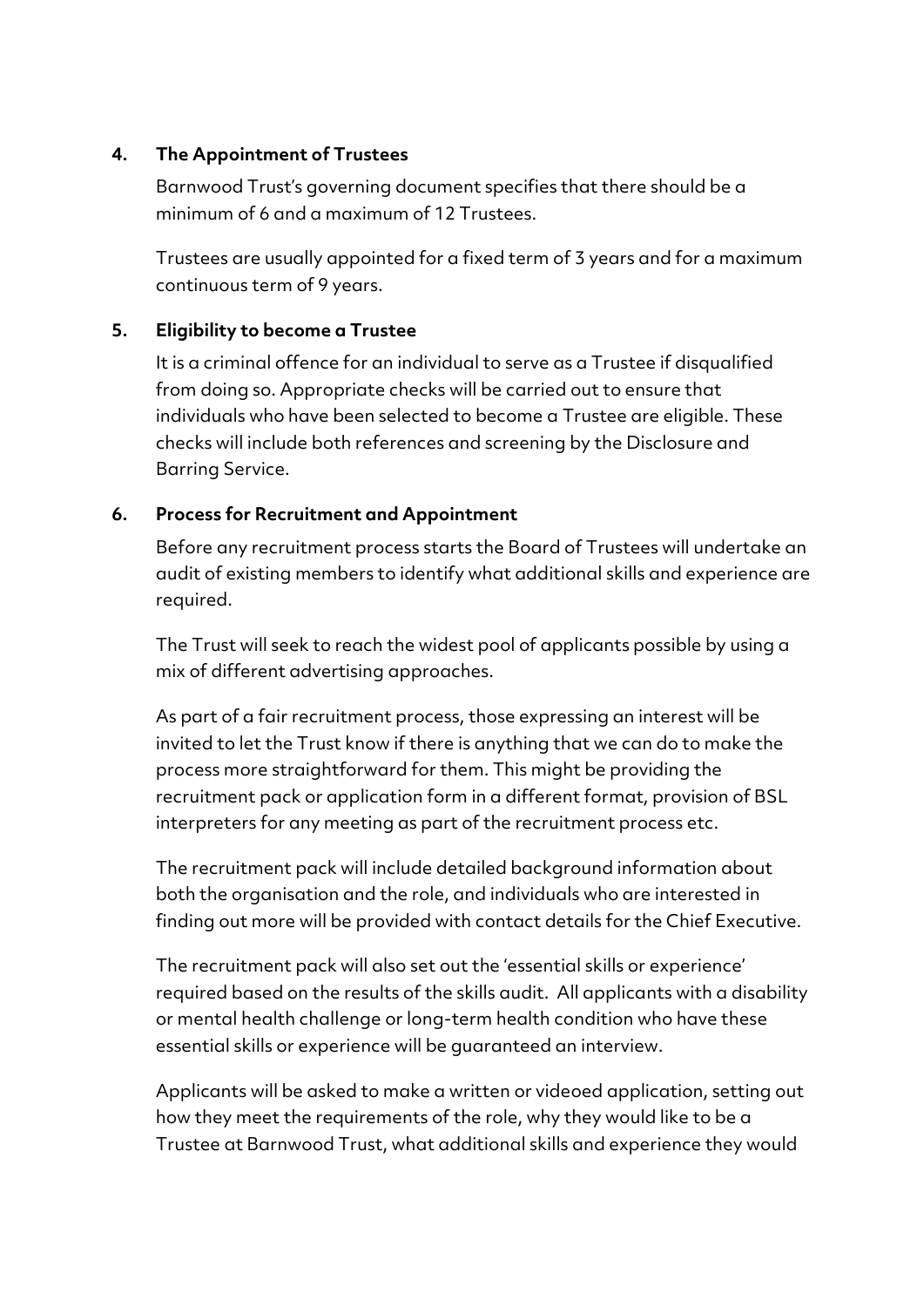## 4. The Appointment of Trustees

Barnwood Trust's governing document specifies that there should be a minimum of 6 and a maximum of 12 Trustees.

Trustees are usually appointed for a fixed term of 3 years and for a maximum continuous term of 9 years.

## 5. Eligibility to become a Trustee

It is a criminal offence for an individual to serve as a Trustee if disqualified from doing so. Appropriate checks will be carried out to ensure that individuals who have been selected to become a Trustee are eligible. These checks will include both references and screening by the Disclosure and Barring Service.

## 6. Process for Recruitment and Appointment

Before any recruitment process starts the Board of Trustees will undertake an audit of existing members to identify what additional skills and experience are required.

The Trust will seek to reach the widest pool of applicants possible by using a mix of different advertising approaches.

As part of a fair recruitment process, those expressing an interest will be invited to let the Trust know if there is anything that we can do to make the process more straightforward for them. This might be providing the recruitment pack or application form in a different format, provision of BSL interpreters for any meeting as part of the recruitment process etc.

The recruitment pack will include detailed background information about both the organisation and the role, and individuals who are interested in finding out more will be provided with contact details for the Chief Executive.

The recruitment pack will also set out the 'essential skills or experience' required based on the results of the skills audit. All applicants with a disability or mental health challenge or long-term health condition who have these essential skills or experience will be guaranteed an interview.

Applicants will be asked to make a written or videoed application, setting out how they meet the requirements of the role, why they would like to be a Trustee at Barnwood Trust, what additional skills and experience they would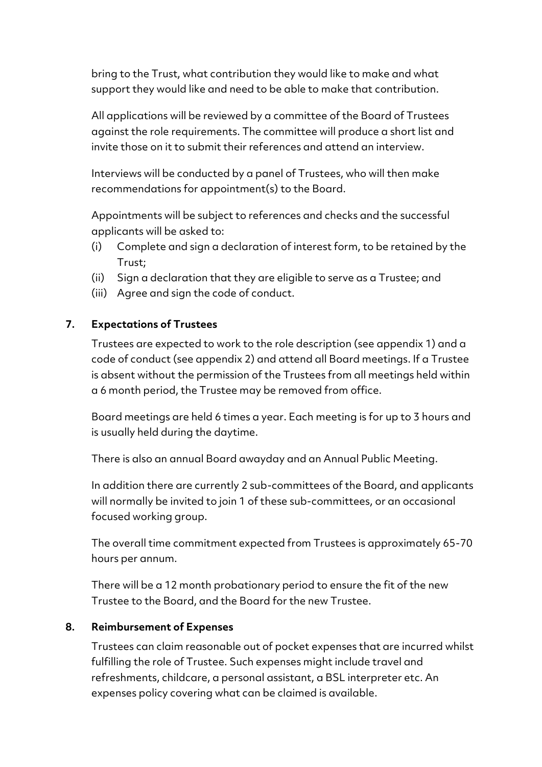bring to the Trust, what contribution they would like to make and what support they would like and need to be able to make that contribution.

All applications will be reviewed by a committee of the Board of Trustees against the role requirements. The committee will produce a short list and invite those on it to submit their references and attend an interview.

Interviews will be conducted by a panel of Trustees, who will then make recommendations for appointment(s) to the Board.

Appointments will be subject to references and checks and the successful applicants will be asked to:

(i) Complete and sign a declaration of interest form, to be retained by the Trust;
(ii) Sign a declaration that they are eligible to serve as a Trustee; and
(iii) Agree and sign the code of conduct.

## 7. Expectations of Trustees

Trustees are expected to work to the role description (see appendix 1) and a code of conduct (see appendix 2) and attend all Board meetings. If a Trustee is absent without the permission of the Trustees from all meetings held within a 6 month period, the Trustee may be removed from office.

Board meetings are held 6 times a year. Each meeting is for up to 3 hours and is usually held during the daytime.

There is also an annual Board awayday and an Annual Public Meeting.

In addition there are currently 2 sub-committees of the Board, and applicants will normally be invited to join 1 of these sub-committees, or an occasional focused working group.

The overall time commitment expected from Trustees is approximately 65-70 hours per annum.

There will be a 12 month probationary period to ensure the fit of the new Trustee to the Board, and the Board for the new Trustee.

## 8. Reimbursement of Expenses

Trustees can claim reasonable out of pocket expenses that are incurred whilst fulfilling the role of Trustee. Such expenses might include travel and refreshments, childcare, a personal assistant, a BSL interpreter etc. An expenses policy covering what can be claimed is available.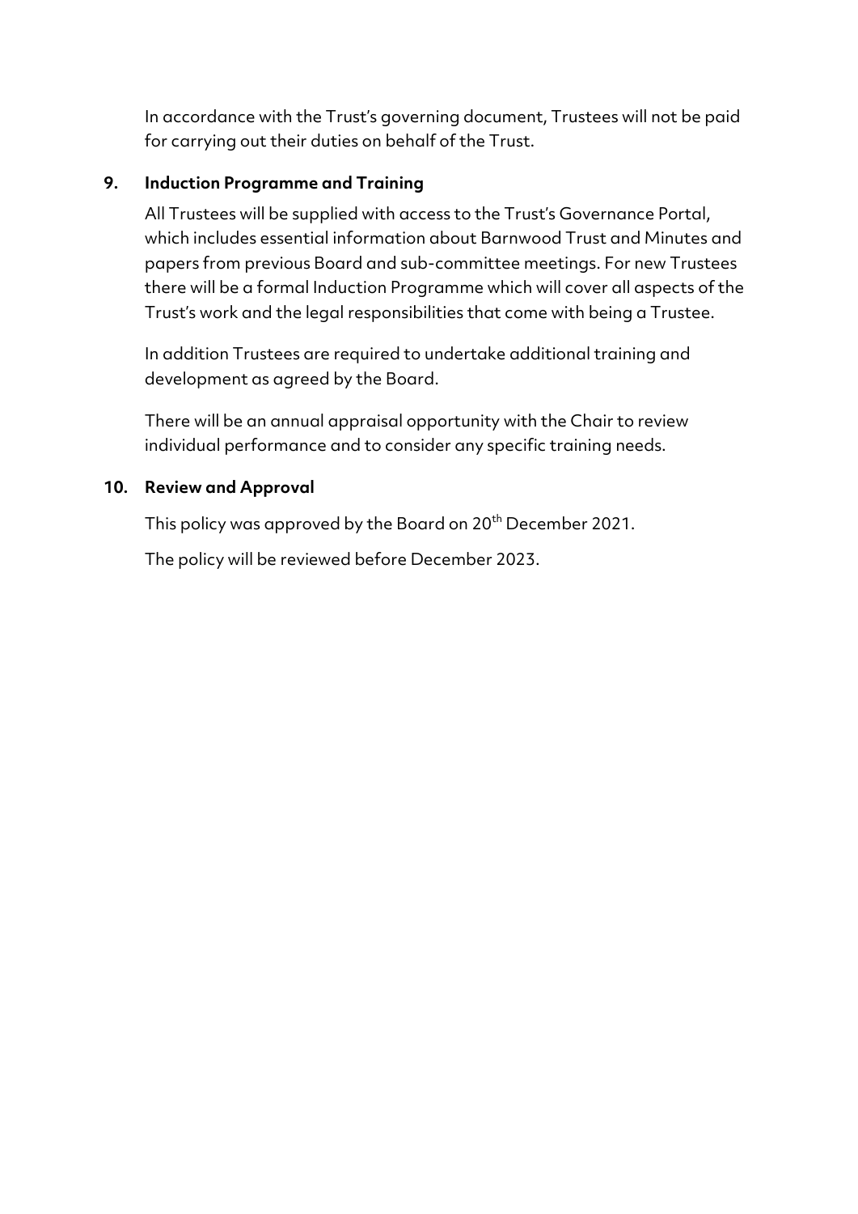In accordance with the Trust's governing document, Trustees will not be paid for carrying out their duties on behalf of the Trust.

## 9. Induction Programme and Training

All Trustees will be supplied with access to the Trust's Governance Portal, which includes essential information about Barnwood Trust and Minutes and papers from previous Board and sub-committee meetings. For new Trustees there will be a formal Induction Programme which will cover all aspects of the Trust's work and the legal responsibilities that come with being a Trustee.

In addition Trustees are required to undertake additional training and development as agreed by the Board.

There will be an annual appraisal opportunity with the Chair to review individual performance and to consider any specific training needs.

## 10. Review and Approval

This policy was approved by the Board on 20th December 2021.

The policy will be reviewed before December 2023.